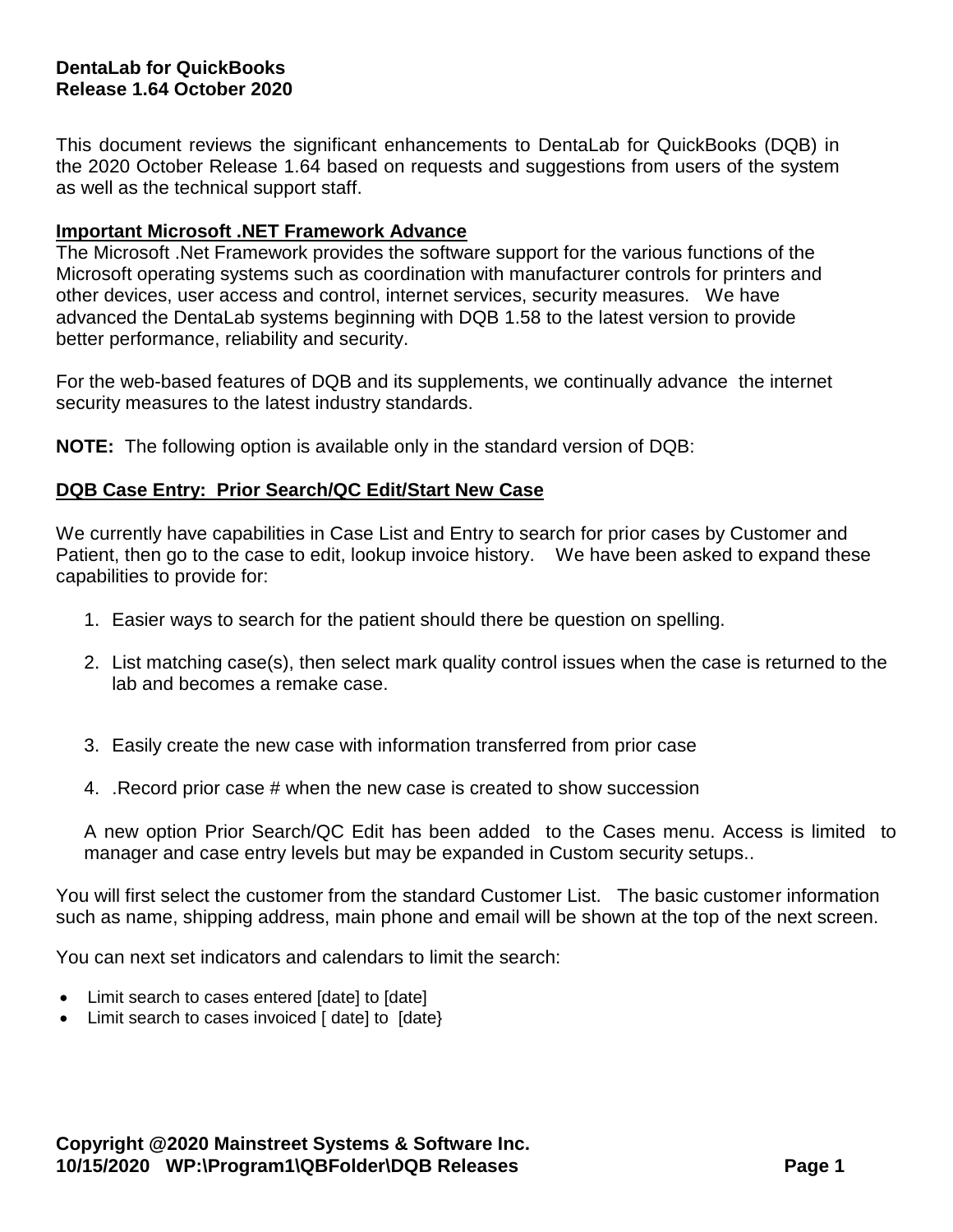**DentaLab for QuickBooks**
**Release 1.64 October 2020**

This document reviews the significant enhancements to DentaLab for QuickBooks (DQB) in the 2020 October Release 1.64 based on requests and suggestions from users of the system as well as the technical support staff.

## Important Microsoft .NET Framework Advance

The Microsoft .Net Framework provides the software support for the various functions of the Microsoft operating systems such as coordination with manufacturer controls for printers and other devices, user access and control, internet services, security measures. We have advanced the DentaLab systems beginning with DQB 1.58 to the latest version to provide better performance, reliability and security.

For the web-based features of DQB and its supplements, we continually advance the internet security measures to the latest industry standards.

**NOTE:** The following option is available only in the standard version of DQB:

## DQB Case Entry: Prior Search/QC Edit/Start New Case

We currently have capabilities in Case List and Entry to search for prior cases by Customer and Patient, then go to the case to edit, lookup invoice history. We have been asked to expand these capabilities to provide for:

1. Easier ways to search for the patient should there be question on spelling.
2. List matching case(s), then select mark quality control issues when the case is returned to the lab and becomes a remake case.
3. Easily create the new case with information transferred from prior case
4. .Record prior case # when the new case is created to show succession

A new option Prior Search/QC Edit has been added to the Cases menu. Access is limited to manager and case entry levels but may be expanded in Custom security setups..

You will first select the customer from the standard Customer List. The basic customer information such as name, shipping address, main phone and email will be shown at the top of the next screen.

You can next set indicators and calendars to limit the search:

- Limit search to cases entered [date] to [date]
- Limit search to cases invoiced [ date] to [date}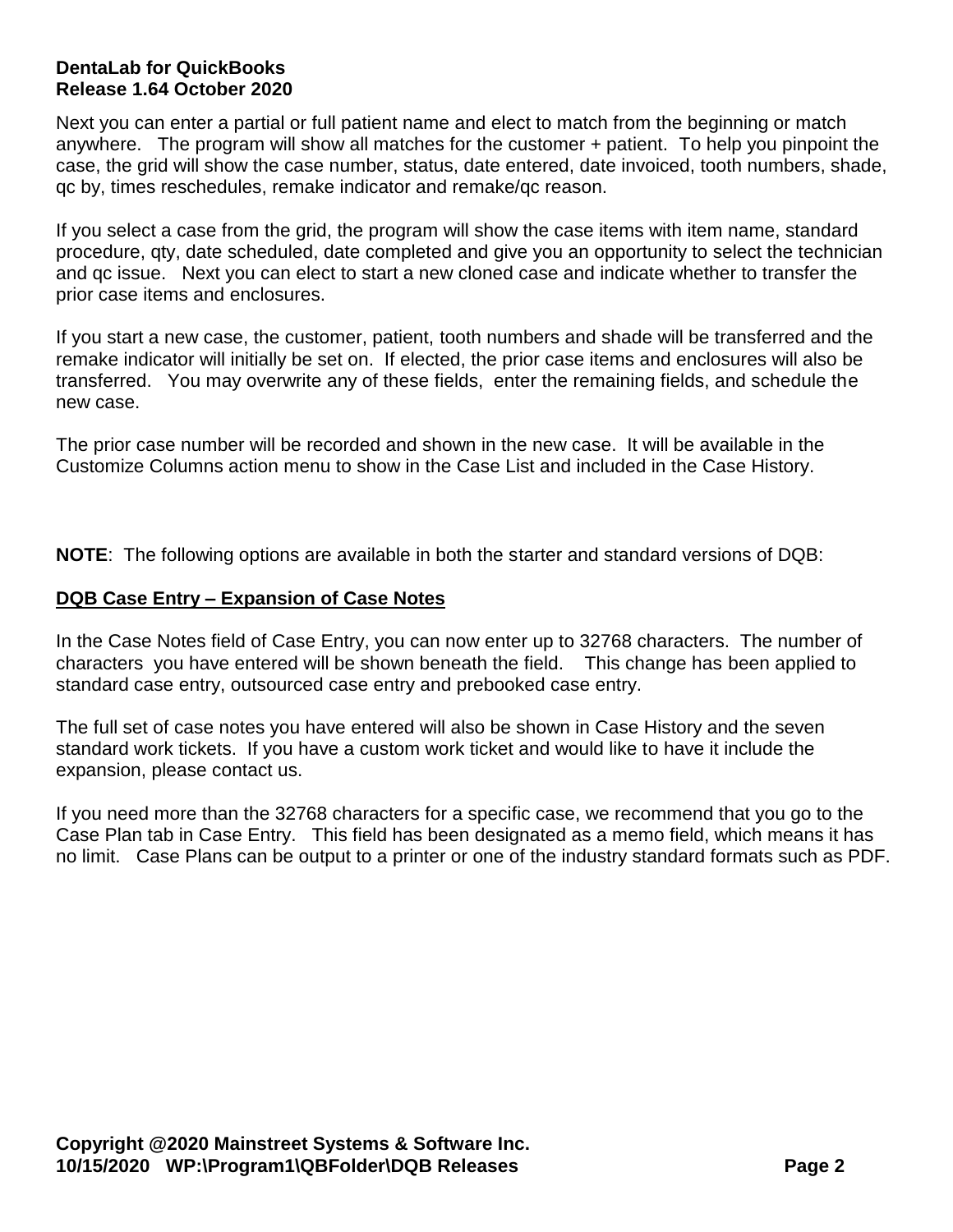Next you can enter a partial or full patient name and elect to match from the beginning or match anywhere. The program will show all matches for the customer + patient. To help you pinpoint the case, the grid will show the case number, status, date entered, date invoiced, tooth numbers, shade, qc by, times reschedules, remake indicator and remake/qc reason.

If you select a case from the grid, the program will show the case items with item name, standard procedure, qty, date scheduled, date completed and give you an opportunity to select the technician and qc issue. Next you can elect to start a new cloned case and indicate whether to transfer the prior case items and enclosures.

If you start a new case, the customer, patient, tooth numbers and shade will be transferred and the remake indicator will initially be set on. If elected, the prior case items and enclosures will also be transferred. You may overwrite any of these fields, enter the remaining fields, and schedule the new case.

The prior case number will be recorded and shown in the new case. It will be available in the Customize Columns action menu to show in the Case List and included in the Case History.

**NOTE**: The following options are available in both the starter and standard versions of DQB:

**DQB Case Entry – Expansion of Case Notes**

In the Case Notes field of Case Entry, you can now enter up to 32768 characters. The number of characters you have entered will be shown beneath the field. This change has been applied to standard case entry, outsourced case entry and prebooked case entry.

The full set of case notes you have entered will also be shown in Case History and the seven standard work tickets. If you have a custom work ticket and would like to have it include the expansion, please contact us.

If you need more than the 32768 characters for a specific case, we recommend that you go to the Case Plan tab in Case Entry. This field has been designated as a memo field, which means it has no limit. Case Plans can be output to a printer or one of the industry standard formats such as PDF.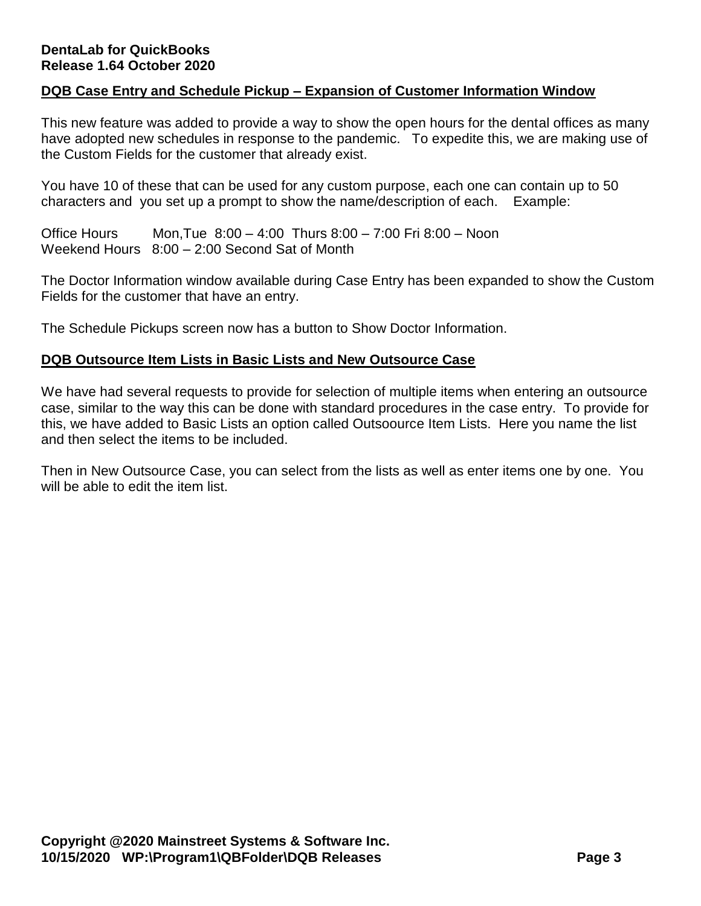**DentaLab for QuickBooks**
**Release 1.64 October 2020**

## DQB Case Entry and Schedule Pickup – Expansion of Customer Information Window

This new feature was added to provide a way to show the open hours for the dental offices as many have adopted new schedules in response to the pandemic. To expedite this, we are making use of the Custom Fields for the customer that already exist.

You have 10 of these that can be used for any custom purpose, each one can contain up to 50 characters and you set up a prompt to show the name/description of each. Example:

Office Hours Mon,Tue 8:00 – 4:00 Thurs 8:00 – 7:00 Fri 8:00 – Noon
Weekend Hours 8:00 – 2:00 Second Sat of Month

The Doctor Information window available during Case Entry has been expanded to show the Custom Fields for the customer that have an entry.

The Schedule Pickups screen now has a button to Show Doctor Information.

## DQB Outsource Item Lists in Basic Lists and New Outsource Case

We have had several requests to provide for selection of multiple items when entering an outsource case, similar to the way this can be done with standard procedures in the case entry. To provide for this, we have added to Basic Lists an option called Outsoource Item Lists. Here you name the list and then select the items to be included.

Then in New Outsource Case, you can select from the lists as well as enter items one by one. You will be able to edit the item list.

**Copyright @2020 Mainstreet Systems & Software Inc.**
**10/15/2020 WP:\Program1\QBFolder\DQB Releases**